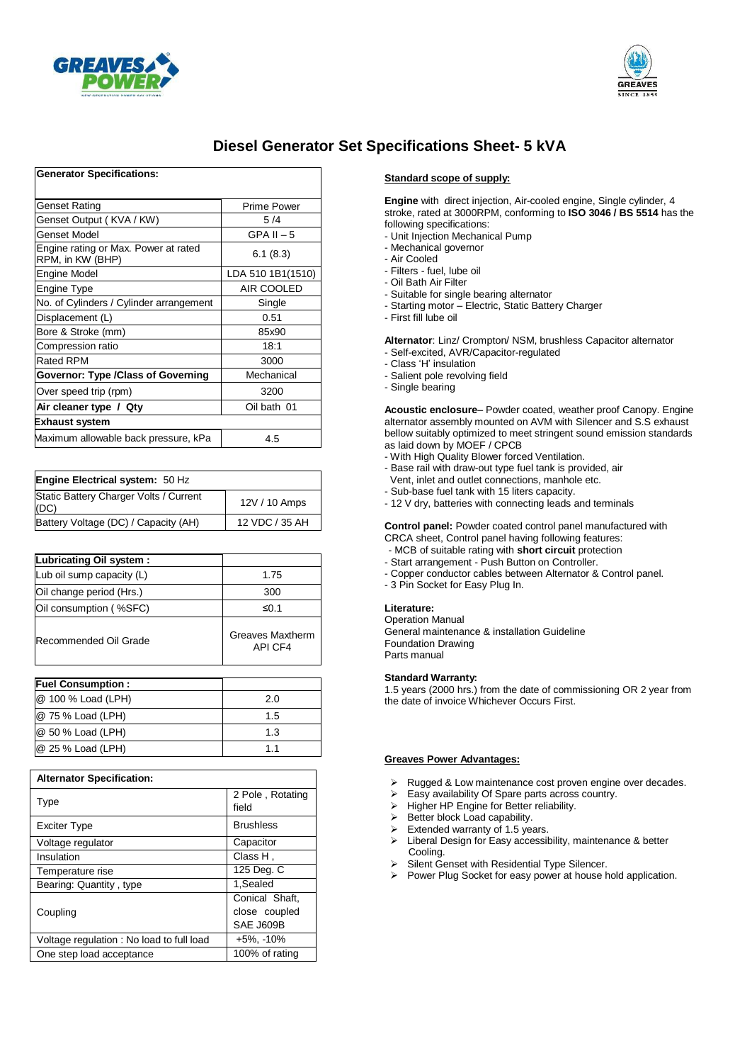# Diesel Generator Set Specifications Sheet- 5 kVA

| **Generator Specifications:** | |
|---|---|
| Genset Rating | Prime Power |
| Genset Output ( KVA / KW) | 5 /4 |
| Genset Model | GPA II – 5 |
| Engine rating or Max. Power at rated RPM, in KW (BHP) | 6.1 (8.3) |
| Engine Model | LDA 510 1B1(1510) |
| Engine Type | AIR COOLED |
| No. of Cylinders / Cylinder arrangement | Single |
| Displacement (L) | 0.51 |
| Bore & Stroke (mm) | 85x90 |
| Compression ratio | 18:1 |
| Rated RPM | 3000 |
| **Governor: Type /Class of Governing** | Mechanical |
| Over speed trip (rpm) | 3200 |
| **Air cleaner type / Qty** | Oil bath 01 |
| **Exhaust system** | |
| Maximum allowable back pressure, kPa | 4.5 |

| **Engine Electrical system:** 50 Hz | |
|---|---|
| Static Battery Charger Volts / Current (DC) | 12V / 10 Amps |
| Battery Voltage (DC) / Capacity (AH) | 12 VDC / 35 AH |

| **Lubricating Oil system :** | |
|---|---|
| Lub oil sump capacity (L) | 1.75 |
| Oil change period (Hrs.) | 300 |
| Oil consumption ( %SFC) | ≤0.1 |
| Recommended Oil Grade | Greaves Maxtherm API CF4 |

| **Fuel Consumption :** | |
|---|---|
| @ 100 % Load (LPH) | 2.0 |
| @ 75 % Load (LPH) | 1.5 |
| @ 50 % Load (LPH) | 1.3 |
| @ 25 % Load (LPH) | 1.1 |

| **Alternator Specification:** | |
|---|---|
| Type | 2 Pole , Rotating field |
| Exciter Type | Brushless |
| Voltage regulator | Capacitor |
| Insulation | Class H , |
| Temperature rise | 125 Deg. C |
| Bearing: Quantity , type | 1,Sealed |
| Coupling | Conical Shaft, close coupled SAE J609B |
| Voltage regulation : No load to full load | +5%, -10% |
| One step load acceptance | 100% of rating |

## Standard scope of supply:

**Engine** with direct injection, Air-cooled engine, Single cylinder, 4 stroke, rated at 3000RPM, conforming to **ISO 3046 / BS 5514** has the following specifications:
- Unit Injection Mechanical Pump
- Mechanical governor
- Air Cooled
- Filters - fuel, lube oil
- Oil Bath Air Filter
- Suitable for single bearing alternator
- Starting motor – Electric, Static Battery Charger
- First fill lube oil

**Alternator**: Linz/ Crompton/ NSM, brushless Capacitor alternator
- Self-excited, AVR/Capacitor-regulated
- Class 'H' insulation
- Salient pole revolving field
- Single bearing

**Acoustic enclosure**– Powder coated, weather proof Canopy. Engine alternator assembly mounted on AVM with Silencer and S.S exhaust bellow suitably optimized to meet stringent sound emission standards as laid down by MOEF / CPCB
- With High Quality Blower forced Ventilation.
- Base rail with draw-out type fuel tank is provided, air Vent, inlet and outlet connections, manhole etc.
- Sub-base fuel tank with 15 liters capacity.
- 12 V dry, batteries with connecting leads and terminals

**Control panel:** Powder coated control panel manufactured with CRCA sheet, Control panel having following features:
- MCB of suitable rating with **short circuit** protection
- Start arrangement - Push Button on Controller.
- Copper conductor cables between Alternator & Control panel.
- 3 Pin Socket for Easy Plug In.

**Literature:**
Operation Manual
General maintenance & installation Guideline
Foundation Drawing
Parts manual

**Standard Warranty:**
1.5 years (2000 hrs.) from the date of commissioning OR 2 year from the date of invoice Whichever Occurs First.

## Greaves Power Advantages:

- Rugged & Low maintenance cost proven engine over decades.
- Easy availability Of Spare parts across country.
- Higher HP Engine for Better reliability.
- Better block Load capability.
- Extended warranty of 1.5 years.
- Liberal Design for Easy accessibility, maintenance & better Cooling.
- Silent Genset with Residential Type Silencer.
- Power Plug Socket for easy power at house hold application.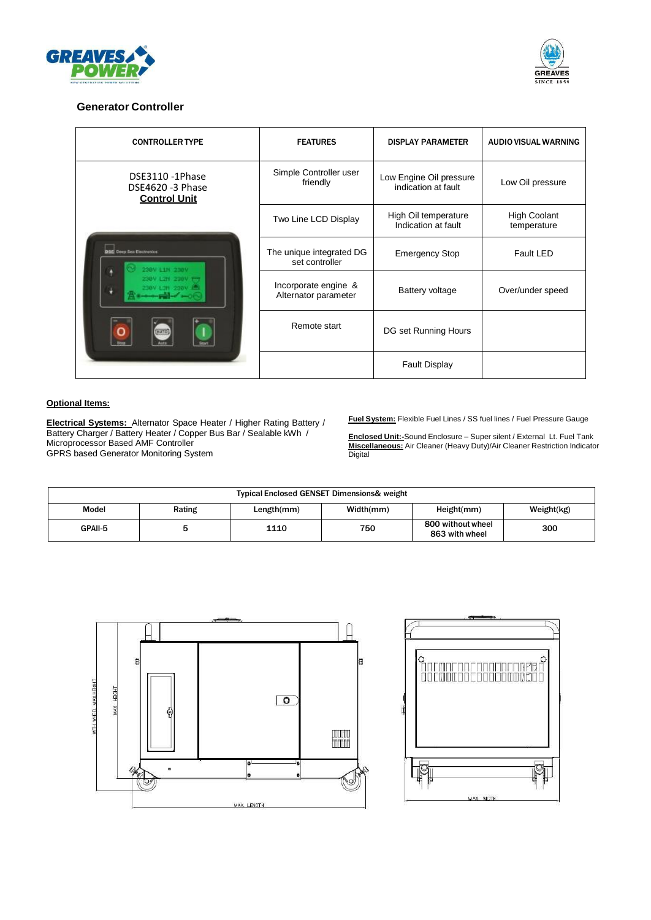## Generator Controller

| CONTROLLER TYPE | FEATURES | DISPLAY PARAMETER | AUDIO VISUAL WARNING |
|---|---|---|---|
| DSE3110 -1Phase<br>DSE4620 -3 Phase<br>**Control Unit** | Simple Controller user friendly | Low Engine Oil pressure indication at fault | Low Oil pressure |
| | Two Line LCD Display | High Oil temperature Indication at fault | High Coolant temperature |
| | The unique integrated DG set controller | Emergency Stop | Fault LED |
| | Incorporate engine & Alternator parameter | Battery voltage | Over/under speed |
| | Remote start | DG set Running Hours | |
| | | Fault Display | |

**Optional Items:**

**Electrical Systems:** Alternator Space Heater / Higher Rating Battery / Battery Charger / Battery Heater / Copper Bus Bar / Sealable kWh / Microprocessor Based AMF Controller
GPRS based Generator Monitoring System

**Fuel System:** Flexible Fuel Lines / SS fuel lines / Fuel Pressure Gauge

**Enclosed Unit:-**Sound Enclosure – Super silent / External Lt. Fuel Tank
**Miscellaneous:** Air Cleaner (Heavy Duty)/Air Cleaner Restriction Indicator Digital

| Typical Enclosed GENSET Dimensions& weight | | | | | |
|---|---|---|---|---|---|
| Model | Rating | Length(mm) | Width(mm) | Height(mm) | Weight(kg) |
| GPAII-5 | 5 | 1110 | 750 | 800 without wheel<br>863 with wheel | 300 |

WITH WHEEL MAX HEIGHT
MAX. HEIGHT
MAX. LENGTH
MAX. WIDTH